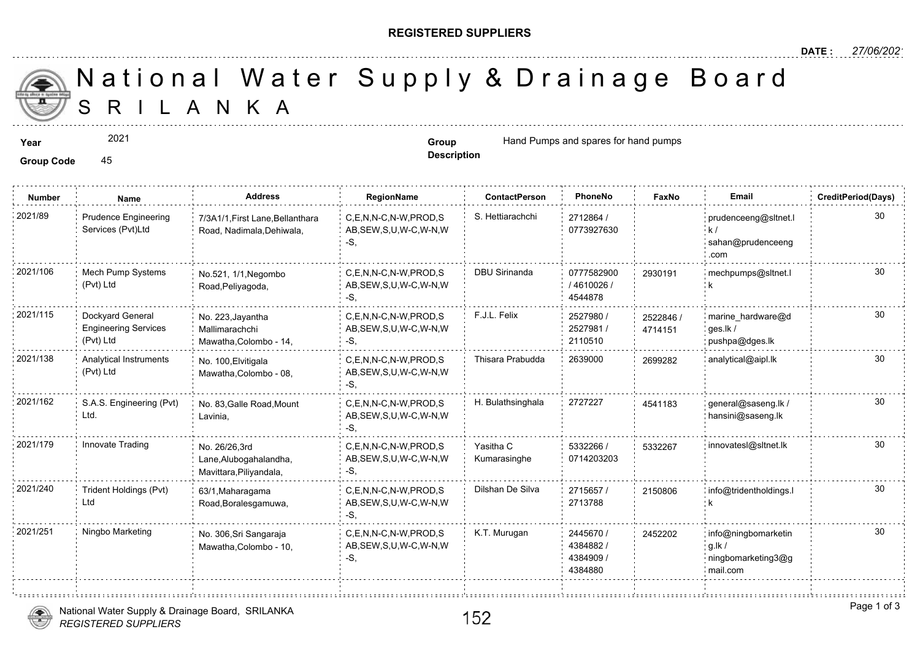**REGISTERED SUPPLIERS**

**DATE :** *27/06/2021*

# National Water Supply & Drainage Board
## SRILANKA

**Year** 2021

**Group Code** 45

**Group Description** Hand Pumps and spares for hand pumps

| Number | Name | Address | RegionName | ContactPerson | PhoneNo | FaxNo | Email | CreditPeriod(Days) |
|---|---|---|---|---|---|---|---|---|
| 2021/89 | Prudence Engineering Services (Pvt)Ltd | 7/3A1/1,First Lane,Bellanthara Road, Nadimala,Dehiwala, | C,E,N,N-C,N-W,PROD,SAB,SEW,S,U,W-C,W-N,W-S, | S. Hettiarachchi | 2712864 / 0773927630 | | prudenceeng@sltnet.lk / sahan@prudenceeng.com | 30 |
| 2021/106 | Mech Pump Systems (Pvt) Ltd | No.521, 1/1,Negombo Road,Peliyagoda, | C,E,N,N-C,N-W,PROD,SAB,SEW,S,U,W-C,W-N,W-S, | DBU Sirinanda | 0777582900 / 4610026 / 4544878 | 2930191 | mechpumps@sltnet.lk | 30 |
| 2021/115 | Dockyard General Engineering Services (Pvt) Ltd | No. 223,Jayantha Mallimarachchi Mawatha,Colombo - 14, | C,E,N,N-C,N-W,PROD,SAB,SEW,S,U,W-C,W-N,W-S, | F.J.L. Felix | 2527980 / 2527981 / 2110510 | 2522846 / 4714151 | marine_hardware@dges.lk / pushpa@dges.lk | 30 |
| 2021/138 | Analytical Instruments (Pvt) Ltd | No. 100,Elvitigala Mawatha,Colombo - 08, | C,E,N,N-C,N-W,PROD,SAB,SEW,S,U,W-C,W-N,W-S, | Thisara Prabudda | 2639000 | 2699282 | analytical@aipl.lk | 30 |
| 2021/162 | S.A.S. Engineering (Pvt) Ltd. | No. 83,Galle Road,Mount Lavinia, | C,E,N,N-C,N-W,PROD,SAB,SEW,S,U,W-C,W-N,W-S, | H. Bulathsinghala | 2727227 | 4541183 | general@saseng.lk / hansini@saseng.lk | 30 |
| 2021/179 | Innovate Trading | No. 26/26,3rd Lane,Alubogahalandha, Mavittara,Piliyandala, | C,E,N,N-C,N-W,PROD,SAB,SEW,S,U,W-C,W-N,W-S, | Yasitha C Kumarasinghe | 5332266 / 0714203203 | 5332267 | innovatesl@sltnet.lk | 30 |
| 2021/240 | Trident Holdings (Pvt) Ltd | 63/1,Maharagama Road,Boralesgamuwa, | C,E,N,N-C,N-W,PROD,SAB,SEW,S,U,W-C,W-N,W-S, | Dilshan De Silva | 2715657 / 2713788 | 2150806 | info@tridentholdings.lk | 30 |
| 2021/251 | Ningbo Marketing | No. 306,Sri Sangaraja Mawatha,Colombo - 10, | C,E,N,N-C,N-W,PROD,SAB,SEW,S,U,W-C,W-N,W-S, | K.T. Murugan | 2445670 / 4384882 / 4384909 / 4384880 | 2452202 | info@ningbomarketing.lk / ningbomarketing3@gmail.com | 30 |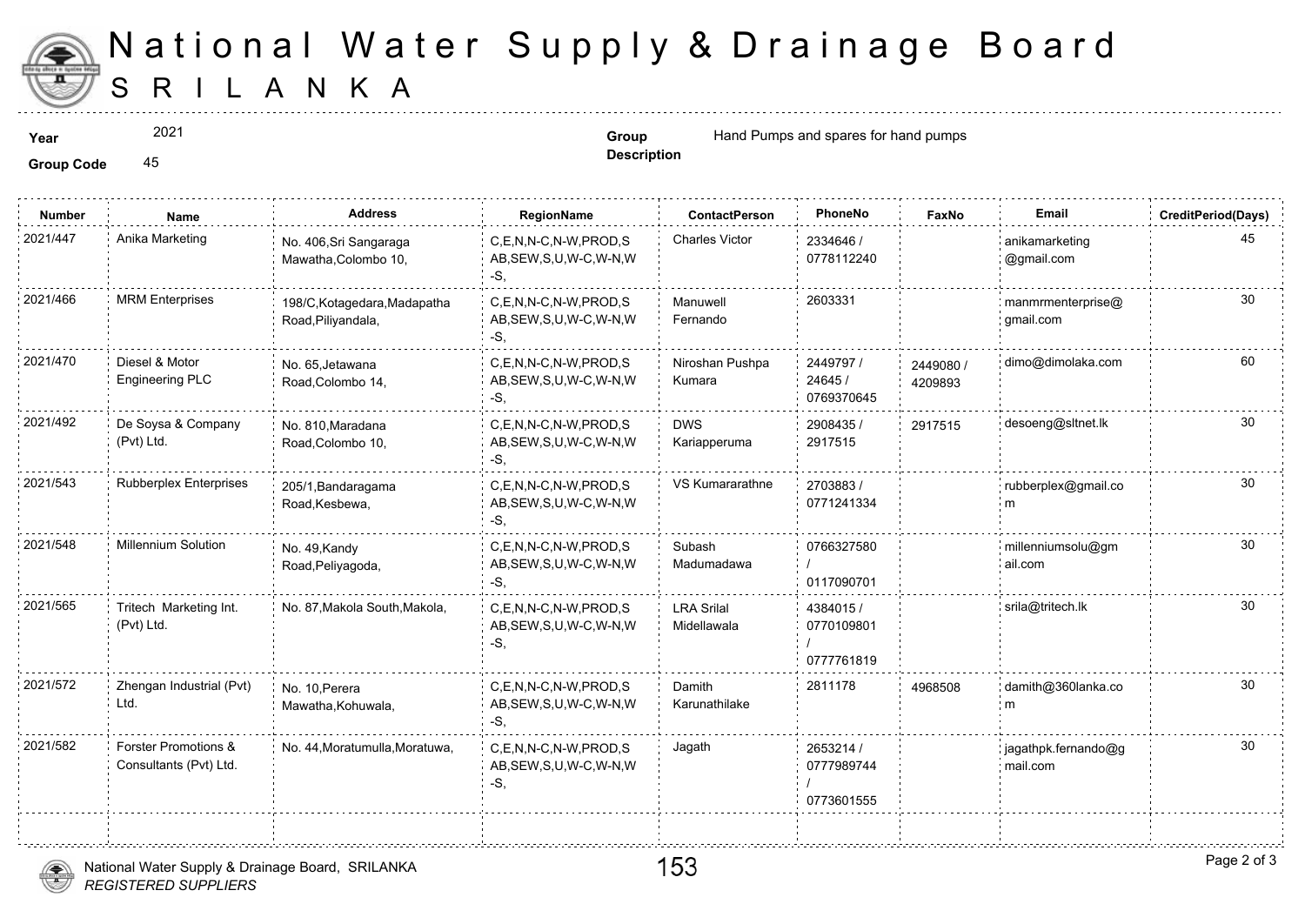# National Water Supply & Drainage Board

## SRI LANKA

**Year** 2021

**Group Code** 45

**Group Description** Hand Pumps and spares for hand pumps

| Number | Name | Address | RegionName | ContactPerson | PhoneNo | FaxNo | Email | CreditPeriod(Days) |
|---|---|---|---|---|---|---|---|---|
| 2021/447 | Anika Marketing | No. 406,Sri Sangaraga Mawatha,Colombo 10, | C,E,N,N-C,N-W,PROD,SAB,SEW,S,U,W-C,W-N,W-S, | Charles Victor | 2334646 / 0778112240 | | anikamarketing@gmail.com | 45 |
| 2021/466 | MRM Enterprises | 198/C,Kotagedara,Madapatha Road,Piliyandala, | C,E,N,N-C,N-W,PROD,SAB,SEW,S,U,W-C,W-N,W-S, | Manuwell Fernando | 2603331 | | manmrmenterprise@gmail.com | 30 |
| 2021/470 | Diesel & Motor Engineering PLC | No. 65,Jetawana Road,Colombo 14, | C,E,N,N-C,N-W,PROD,SAB,SEW,S,U,W-C,W-N,W-S, | Niroshan Pushpa Kumara | 2449797 / 24645 / 0769370645 | 2449080 / 4209893 | dimo@dimolaka.com | 60 |
| 2021/492 | De Soysa & Company (Pvt) Ltd. | No. 810,Maradana Road,Colombo 10, | C,E,N,N-C,N-W,PROD,SAB,SEW,S,U,W-C,W-N,W-S, | DWS Kariapperuma | 2908435 / 2917515 | 2917515 | desoeng@sltnet.lk | 30 |
| 2021/543 | Rubberplex Enterprises | 205/1,Bandaragama Road,Kesbewa, | C,E,N,N-C,N-W,PROD,SAB,SEW,S,U,W-C,W-N,W-S, | VS Kumararathne | 2703883 / 0771241334 | | rubberplex@gmail.com | 30 |
| 2021/548 | Millennium Solution | No. 49,Kandy Road,Peliyagoda, | C,E,N,N-C,N-W,PROD,SAB,SEW,S,U,W-C,W-N,W-S, | Subash Madumadawa | 0766327580 / 0117090701 | | millenniumsolu@gmail.com | 30 |
| 2021/565 | Tritech Marketing Int. (Pvt) Ltd. | No. 87,Makola South,Makola, | C,E,N,N-C,N-W,PROD,SAB,SEW,S,U,W-C,W-N,W-S, | LRA Srilal Midellawala | 4384015 / 0770109801 / 0777761819 | | srila@tritech.lk | 30 |
| 2021/572 | Zhengan Industrial (Pvt) Ltd. | No. 10,Perera Mawatha,Kohuwala, | C,E,N,N-C,N-W,PROD,SAB,SEW,S,U,W-C,W-N,W-S, | Damith Karunathilake | 2811178 | 4968508 | damith@360lanka.com | 30 |
| 2021/582 | Forster Promotions & Consultants (Pvt) Ltd. | No. 44,Moratumulla,Moratuwa, | C,E,N,N-C,N-W,PROD,SAB,SEW,S,U,W-C,W-N,W-S, | Jagath | 2653214 / 0777989744 / 0773601555 | | jagathpk.fernando@gmail.com | 30 |

National Water Supply & Drainage Board, SRILANKA
*REGISTERED SUPPLIERS*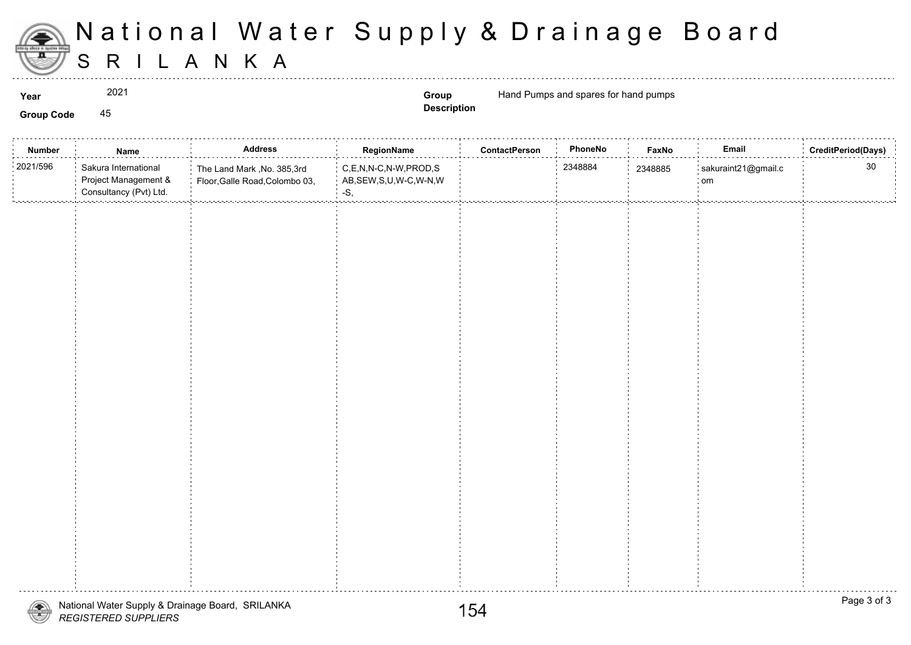# National Water Supply & Drainage Board
## SRI LANKA

**Year** 2021

**Group Code** 45

**Group Description** Hand Pumps and spares for hand pumps

| Number | Name | Address | RegionName | ContactPerson | PhoneNo | FaxNo | Email | CreditPeriod(Days) |
|---|---|---|---|---|---|---|---|---|
| 2021/596 | Sakura International Project Management & Consultancy (Pvt) Ltd. | The Land Mark ,No. 385,3rd Floor,Galle Road,Colombo 03, | C,E,N,N-C,N-W,PROD,SAB,SEW,S,U,W-C,W-N,W-S, | | 2348884 | 2348885 | sakuraint21@gmail.com | 30 |

National Water Supply & Drainage Board, SRILANKA
*REGISTERED SUPPLIERS*